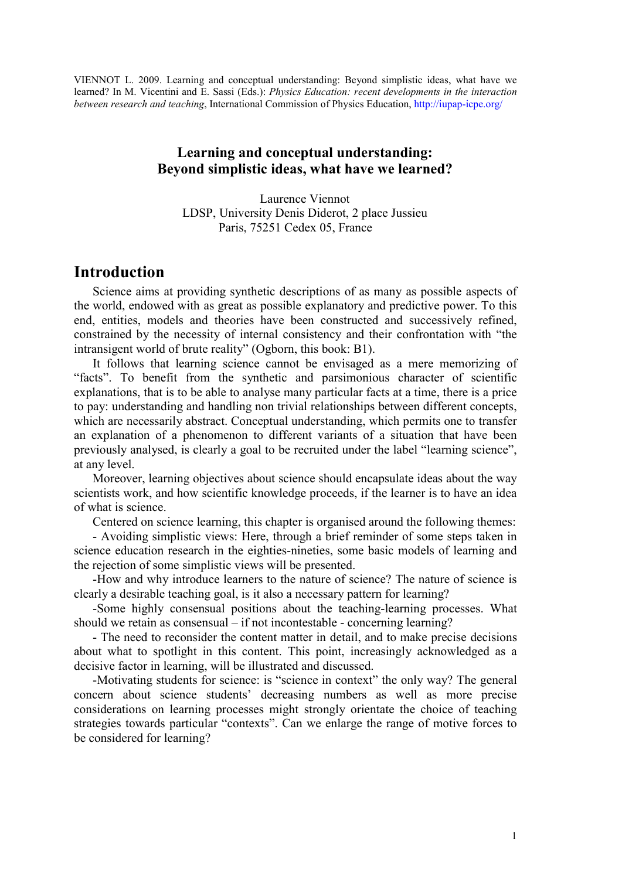VIENNOT L. 2009. Learning and conceptual understanding: Beyond simplistic ideas, what have we learned? In M. Vicentini and E. Sassi (Eds.): *Physics Education: recent developments in the interaction between research and teaching*, International Commission of Physics Education, http://iupap-icpe.org/

# Learning and conceptual understanding: Beyond simplistic ideas, what have we learned?

Laurence Viennot
LDSP, University Denis Diderot, 2 place Jussieu
Paris, 75251 Cedex 05, France

## Introduction

Science aims at providing synthetic descriptions of as many as possible aspects of the world, endowed with as great as possible explanatory and predictive power. To this end, entities, models and theories have been constructed and successively refined, constrained by the necessity of internal consistency and their confrontation with "the intransigent world of brute reality" (Ogborn, this book: B1).

It follows that learning science cannot be envisaged as a mere memorizing of "facts". To benefit from the synthetic and parsimonious character of scientific explanations, that is to be able to analyse many particular facts at a time, there is a price to pay: understanding and handling non trivial relationships between different concepts, which are necessarily abstract. Conceptual understanding, which permits one to transfer an explanation of a phenomenon to different variants of a situation that have been previously analysed, is clearly a goal to be recruited under the label "learning science", at any level.

Moreover, learning objectives about science should encapsulate ideas about the way scientists work, and how scientific knowledge proceeds, if the learner is to have an idea of what is science.

Centered on science learning, this chapter is organised around the following themes:

- Avoiding simplistic views: Here, through a brief reminder of some steps taken in science education research in the eighties-nineties, some basic models of learning and the rejection of some simplistic views will be presented.

-How and why introduce learners to the nature of science? The nature of science is clearly a desirable teaching goal, is it also a necessary pattern for learning?

-Some highly consensual positions about the teaching-learning processes. What should we retain as consensual – if not incontestable - concerning learning?

- The need to reconsider the content matter in detail, and to make precise decisions about what to spotlight in this content. This point, increasingly acknowledged as a decisive factor in learning, will be illustrated and discussed.

-Motivating students for science: is "science in context" the only way? The general concern about science students' decreasing numbers as well as more precise considerations on learning processes might strongly orientate the choice of teaching strategies towards particular "contexts". Can we enlarge the range of motive forces to be considered for learning?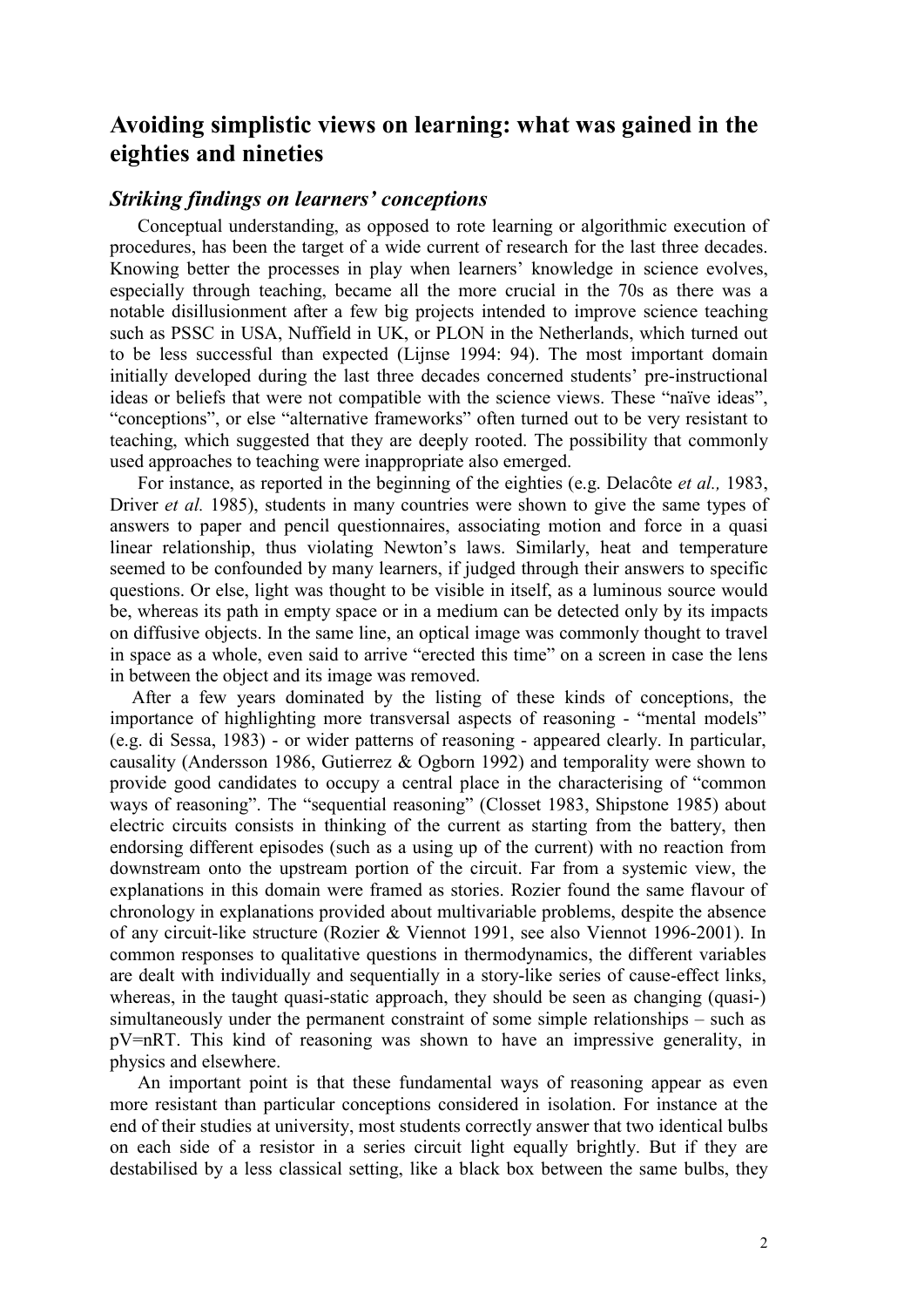## Avoiding simplistic views on learning: what was gained in the eighties and nineties

### *Striking findings on learners' conceptions*

Conceptual understanding, as opposed to rote learning or algorithmic execution of procedures, has been the target of a wide current of research for the last three decades. Knowing better the processes in play when learners' knowledge in science evolves, especially through teaching, became all the more crucial in the 70s as there was a notable disillusionment after a few big projects intended to improve science teaching such as PSSC in USA, Nuffield in UK, or PLON in the Netherlands, which turned out to be less successful than expected (Lijnse 1994: 94). The most important domain initially developed during the last three decades concerned students' pre-instructional ideas or beliefs that were not compatible with the science views. These "naïve ideas", "conceptions", or else "alternative frameworks" often turned out to be very resistant to teaching, which suggested that they are deeply rooted. The possibility that commonly used approaches to teaching were inappropriate also emerged.

For instance, as reported in the beginning of the eighties (e.g. Delacôte *et al.,* 1983, Driver *et al.* 1985), students in many countries were shown to give the same types of answers to paper and pencil questionnaires, associating motion and force in a quasi linear relationship, thus violating Newton's laws. Similarly, heat and temperature seemed to be confounded by many learners, if judged through their answers to specific questions. Or else, light was thought to be visible in itself, as a luminous source would be, whereas its path in empty space or in a medium can be detected only by its impacts on diffusive objects. In the same line, an optical image was commonly thought to travel in space as a whole, even said to arrive "erected this time" on a screen in case the lens in between the object and its image was removed.

After a few years dominated by the listing of these kinds of conceptions, the importance of highlighting more transversal aspects of reasoning - "mental models" (e.g. di Sessa, 1983) - or wider patterns of reasoning - appeared clearly. In particular, causality (Andersson 1986, Gutierrez & Ogborn 1992) and temporality were shown to provide good candidates to occupy a central place in the characterising of "common ways of reasoning". The "sequential reasoning" (Closset 1983, Shipstone 1985) about electric circuits consists in thinking of the current as starting from the battery, then endorsing different episodes (such as a using up of the current) with no reaction from downstream onto the upstream portion of the circuit. Far from a systemic view, the explanations in this domain were framed as stories. Rozier found the same flavour of chronology in explanations provided about multivariable problems, despite the absence of any circuit-like structure (Rozier & Viennot 1991, see also Viennot 1996-2001). In common responses to qualitative questions in thermodynamics, the different variables are dealt with individually and sequentially in a story-like series of cause-effect links, whereas, in the taught quasi-static approach, they should be seen as changing (quasi-) simultaneously under the permanent constraint of some simple relationships – such as $pV=nRT$. This kind of reasoning was shown to have an impressive generality, in physics and elsewhere.

An important point is that these fundamental ways of reasoning appear as even more resistant than particular conceptions considered in isolation. For instance at the end of their studies at university, most students correctly answer that two identical bulbs on each side of a resistor in a series circuit light equally brightly. But if they are destabilised by a less classical setting, like a black box between the same bulbs, they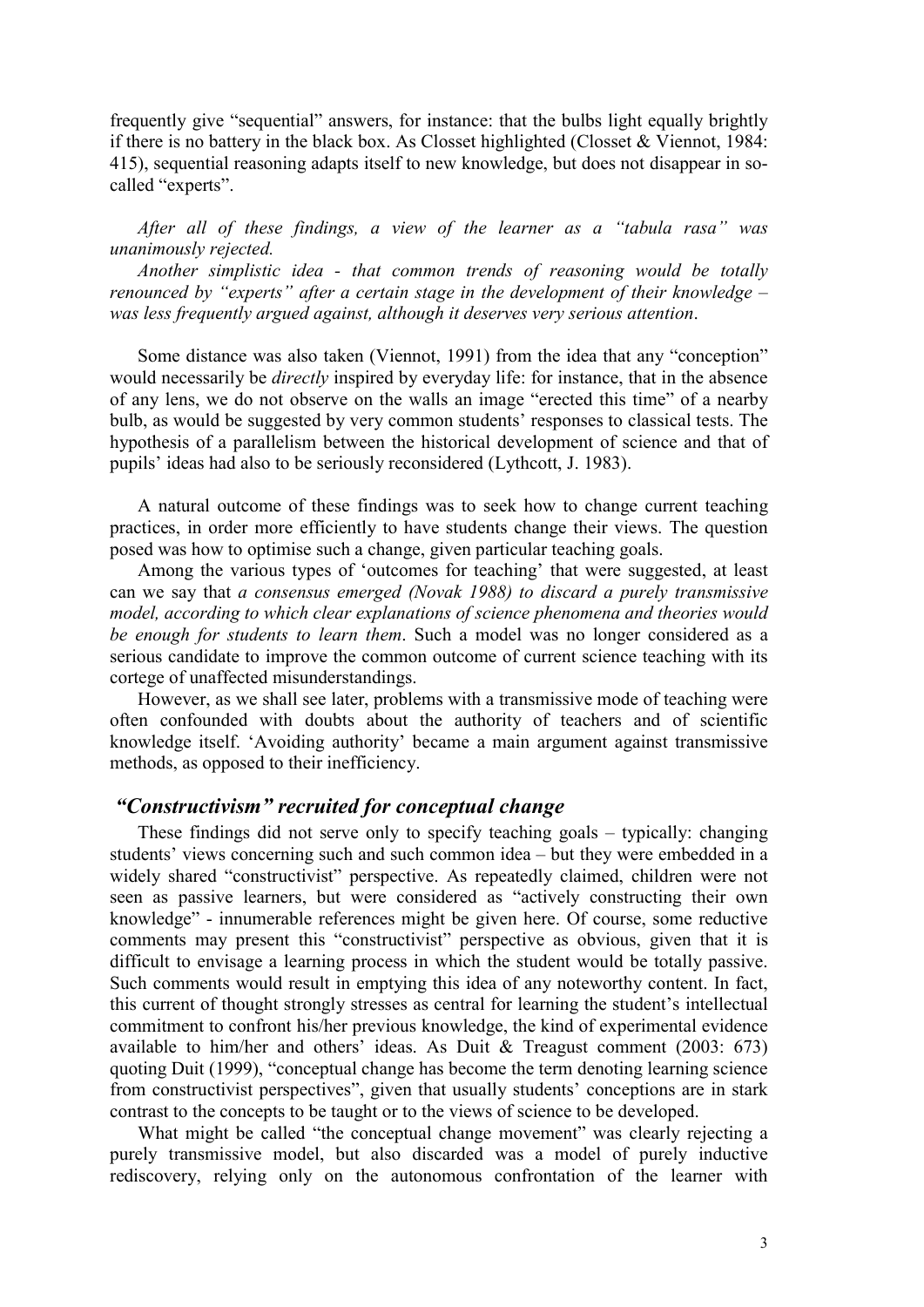frequently give "sequential" answers, for instance: that the bulbs light equally brightly if there is no battery in the black box. As Closset highlighted (Closset & Viennot, 1984: 415), sequential reasoning adapts itself to new knowledge, but does not disappear in so-called "experts".

*After all of these findings, a view of the learner as a "tabula rasa" was unanimously rejected.*

*Another simplistic idea - that common trends of reasoning would be totally renounced by "experts" after a certain stage in the development of their knowledge – was less frequently argued against, although it deserves very serious attention*.

Some distance was also taken (Viennot, 1991) from the idea that any "conception" would necessarily be *directly* inspired by everyday life: for instance, that in the absence of any lens, we do not observe on the walls an image "erected this time" of a nearby bulb, as would be suggested by very common students' responses to classical tests. The hypothesis of a parallelism between the historical development of science and that of pupils' ideas had also to be seriously reconsidered (Lythcott, J. 1983).

A natural outcome of these findings was to seek how to change current teaching practices, in order more efficiently to have students change their views. The question posed was how to optimise such a change, given particular teaching goals.

Among the various types of 'outcomes for teaching' that were suggested, at least can we say that *a consensus emerged (Novak 1988) to discard a purely transmissive model, according to which clear explanations of science phenomena and theories would be enough for students to learn them*. Such a model was no longer considered as a serious candidate to improve the common outcome of current science teaching with its cortege of unaffected misunderstandings.

However, as we shall see later, problems with a transmissive mode of teaching were often confounded with doubts about the authority of teachers and of scientific knowledge itself. 'Avoiding authority' became a main argument against transmissive methods, as opposed to their inefficiency.

## *"Constructivism" recruited for conceptual change*

These findings did not serve only to specify teaching goals – typically: changing students' views concerning such and such common idea – but they were embedded in a widely shared "constructivist" perspective. As repeatedly claimed, children were not seen as passive learners, but were considered as "actively constructing their own knowledge" - innumerable references might be given here. Of course, some reductive comments may present this "constructivist" perspective as obvious, given that it is difficult to envisage a learning process in which the student would be totally passive. Such comments would result in emptying this idea of any noteworthy content. In fact, this current of thought strongly stresses as central for learning the student's intellectual commitment to confront his/her previous knowledge, the kind of experimental evidence available to him/her and others' ideas. As Duit & Treagust comment (2003: 673) quoting Duit (1999), "conceptual change has become the term denoting learning science from constructivist perspectives", given that usually students' conceptions are in stark contrast to the concepts to be taught or to the views of science to be developed.

What might be called "the conceptual change movement" was clearly rejecting a purely transmissive model, but also discarded was a model of purely inductive rediscovery, relying only on the autonomous confrontation of the learner with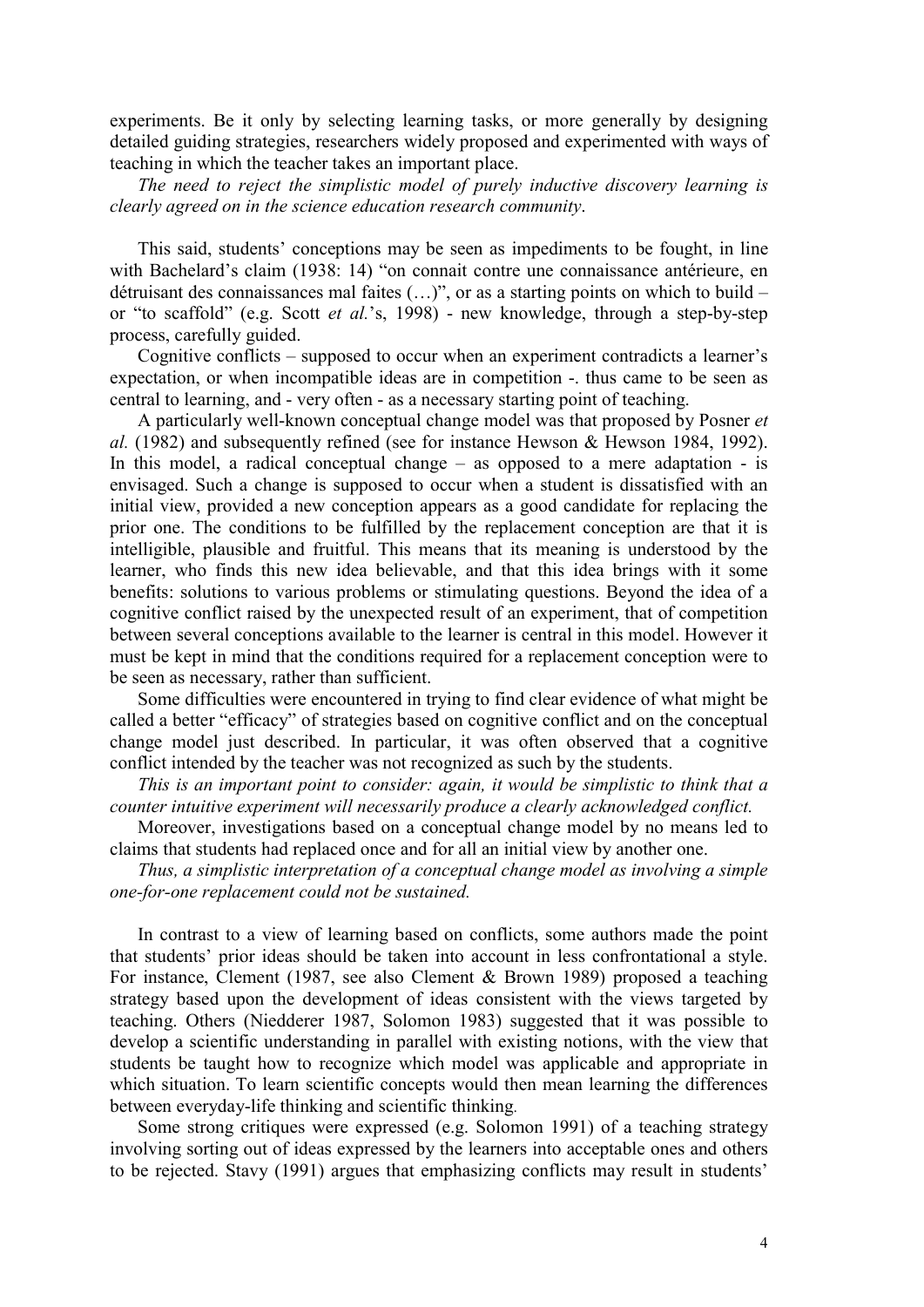experiments. Be it only by selecting learning tasks, or more generally by designing detailed guiding strategies, researchers widely proposed and experimented with ways of teaching in which the teacher takes an important place.

*The need to reject the simplistic model of purely inductive discovery learning is clearly agreed on in the science education research community*.

This said, students' conceptions may be seen as impediments to be fought, in line with Bachelard's claim (1938: 14) "on connait contre une connaissance antérieure, en détruisant des connaissances mal faites (…)", or as a starting points on which to build – or "to scaffold" (e.g. Scott *et al.*'s, 1998) - new knowledge, through a step-by-step process, carefully guided.

Cognitive conflicts – supposed to occur when an experiment contradicts a learner's expectation, or when incompatible ideas are in competition -. thus came to be seen as central to learning, and - very often - as a necessary starting point of teaching.

A particularly well-known conceptual change model was that proposed by Posner *et al.* (1982) and subsequently refined (see for instance Hewson & Hewson 1984, 1992). In this model, a radical conceptual change – as opposed to a mere adaptation - is envisaged. Such a change is supposed to occur when a student is dissatisfied with an initial view, provided a new conception appears as a good candidate for replacing the prior one. The conditions to be fulfilled by the replacement conception are that it is intelligible, plausible and fruitful. This means that its meaning is understood by the learner, who finds this new idea believable, and that this idea brings with it some benefits: solutions to various problems or stimulating questions. Beyond the idea of a cognitive conflict raised by the unexpected result of an experiment, that of competition between several conceptions available to the learner is central in this model. However it must be kept in mind that the conditions required for a replacement conception were to be seen as necessary, rather than sufficient.

Some difficulties were encountered in trying to find clear evidence of what might be called a better "efficacy" of strategies based on cognitive conflict and on the conceptual change model just described. In particular, it was often observed that a cognitive conflict intended by the teacher was not recognized as such by the students.

*This is an important point to consider: again, it would be simplistic to think that a counter intuitive experiment will necessarily produce a clearly acknowledged conflict.*

Moreover, investigations based on a conceptual change model by no means led to claims that students had replaced once and for all an initial view by another one.

*Thus, a simplistic interpretation of a conceptual change model as involving a simple one-for-one replacement could not be sustained.*

In contrast to a view of learning based on conflicts, some authors made the point that students' prior ideas should be taken into account in less confrontational a style. For instance, Clement (1987, see also Clement & Brown 1989) proposed a teaching strategy based upon the development of ideas consistent with the views targeted by teaching. Others (Niedderer 1987, Solomon 1983) suggested that it was possible to develop a scientific understanding in parallel with existing notions, with the view that students be taught how to recognize which model was applicable and appropriate in which situation. To learn scientific concepts would then mean learning the differences between everyday-life thinking and scientific thinking.

Some strong critiques were expressed (e.g. Solomon 1991) of a teaching strategy involving sorting out of ideas expressed by the learners into acceptable ones and others to be rejected. Stavy (1991) argues that emphasizing conflicts may result in students'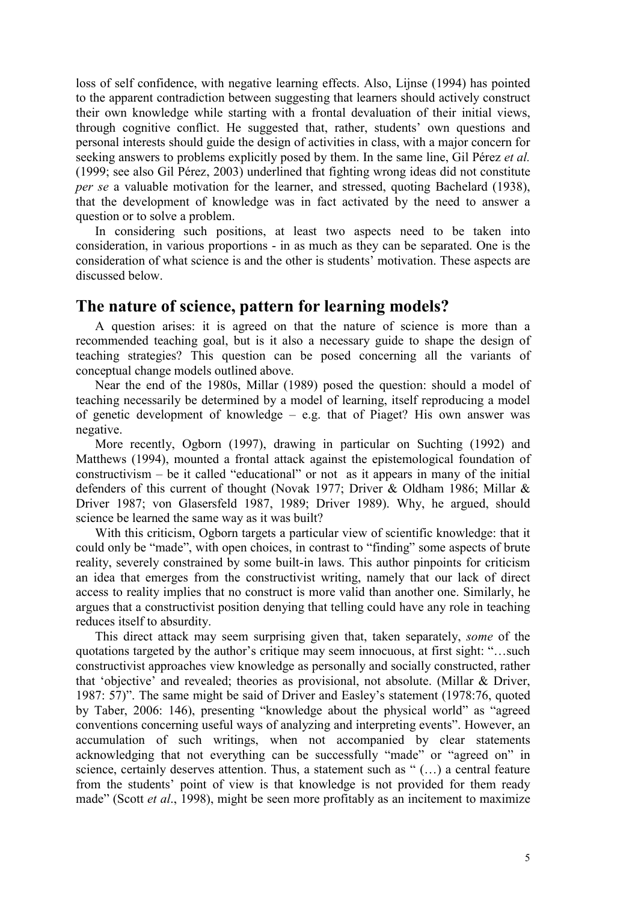loss of self confidence, with negative learning effects. Also, Lijnse (1994) has pointed to the apparent contradiction between suggesting that learners should actively construct their own knowledge while starting with a frontal devaluation of their initial views, through cognitive conflict. He suggested that, rather, students' own questions and personal interests should guide the design of activities in class, with a major concern for seeking answers to problems explicitly posed by them. In the same line, Gil Pérez *et al.* (1999; see also Gil Pérez, 2003) underlined that fighting wrong ideas did not constitute *per se* a valuable motivation for the learner, and stressed, quoting Bachelard (1938), that the development of knowledge was in fact activated by the need to answer a question or to solve a problem.

In considering such positions, at least two aspects need to be taken into consideration, in various proportions - in as much as they can be separated. One is the consideration of what science is and the other is students' motivation. These aspects are discussed below.

## The nature of science, pattern for learning models?

A question arises: it is agreed on that the nature of science is more than a recommended teaching goal, but is it also a necessary guide to shape the design of teaching strategies? This question can be posed concerning all the variants of conceptual change models outlined above.

Near the end of the 1980s, Millar (1989) posed the question: should a model of teaching necessarily be determined by a model of learning, itself reproducing a model of genetic development of knowledge – e.g. that of Piaget? His own answer was negative.

More recently, Ogborn (1997), drawing in particular on Suchting (1992) and Matthews (1994), mounted a frontal attack against the epistemological foundation of constructivism – be it called "educational" or not as it appears in many of the initial defenders of this current of thought (Novak 1977; Driver & Oldham 1986; Millar & Driver 1987; von Glasersfeld 1987, 1989; Driver 1989). Why, he argued, should science be learned the same way as it was built?

With this criticism, Ogborn targets a particular view of scientific knowledge: that it could only be "made", with open choices, in contrast to "finding" some aspects of brute reality, severely constrained by some built-in laws. This author pinpoints for criticism an idea that emerges from the constructivist writing, namely that our lack of direct access to reality implies that no construct is more valid than another one. Similarly, he argues that a constructivist position denying that telling could have any role in teaching reduces itself to absurdity.

This direct attack may seem surprising given that, taken separately, *some* of the quotations targeted by the author's critique may seem innocuous, at first sight: "…such constructivist approaches view knowledge as personally and socially constructed, rather that 'objective' and revealed; theories as provisional, not absolute. (Millar & Driver, 1987: 57)". The same might be said of Driver and Easley's statement (1978:76, quoted by Taber, 2006: 146), presenting "knowledge about the physical world" as "agreed conventions concerning useful ways of analyzing and interpreting events". However, an accumulation of such writings, when not accompanied by clear statements acknowledging that not everything can be successfully "made" or "agreed on" in science, certainly deserves attention. Thus, a statement such as " (…) a central feature from the students' point of view is that knowledge is not provided for them ready made" (Scott *et al*., 1998), might be seen more profitably as an incitement to maximize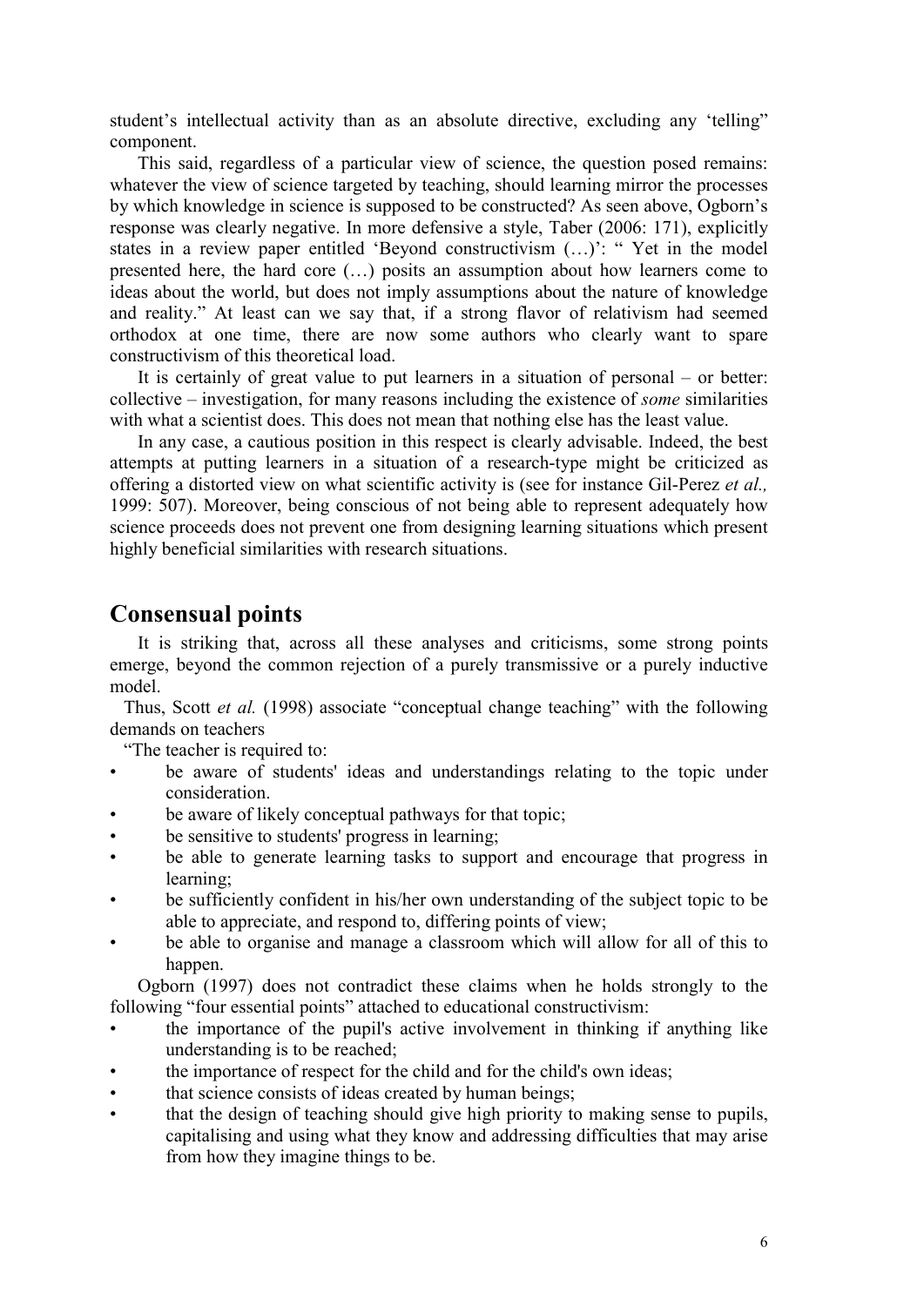student's intellectual activity than as an absolute directive, excluding any 'telling" component.

This said, regardless of a particular view of science, the question posed remains: whatever the view of science targeted by teaching, should learning mirror the processes by which knowledge in science is supposed to be constructed? As seen above, Ogborn's response was clearly negative. In more defensive a style, Taber (2006: 171), explicitly states in a review paper entitled 'Beyond constructivism (…)': " Yet in the model presented here, the hard core (…) posits an assumption about how learners come to ideas about the world, but does not imply assumptions about the nature of knowledge and reality." At least can we say that, if a strong flavor of relativism had seemed orthodox at one time, there are now some authors who clearly want to spare constructivism of this theoretical load.

It is certainly of great value to put learners in a situation of personal – or better: collective – investigation, for many reasons including the existence of *some* similarities with what a scientist does. This does not mean that nothing else has the least value.

In any case, a cautious position in this respect is clearly advisable. Indeed, the best attempts at putting learners in a situation of a research-type might be criticized as offering a distorted view on what scientific activity is (see for instance Gil-Perez *et al.,* 1999: 507). Moreover, being conscious of not being able to represent adequately how science proceeds does not prevent one from designing learning situations which present highly beneficial similarities with research situations.

## Consensual points

It is striking that, across all these analyses and criticisms, some strong points emerge, beyond the common rejection of a purely transmissive or a purely inductive model.

Thus, Scott *et al.* (1998) associate "conceptual change teaching" with the following demands on teachers

"The teacher is required to:

- be aware of students' ideas and understandings relating to the topic under consideration.
- be aware of likely conceptual pathways for that topic;
- be sensitive to students' progress in learning;
- be able to generate learning tasks to support and encourage that progress in learning;
- be sufficiently confident in his/her own understanding of the subject topic to be able to appreciate, and respond to, differing points of view;
- be able to organise and manage a classroom which will allow for all of this to happen.

Ogborn (1997) does not contradict these claims when he holds strongly to the following "four essential points" attached to educational constructivism:

- the importance of the pupil's active involvement in thinking if anything like understanding is to be reached;
- the importance of respect for the child and for the child's own ideas;
- that science consists of ideas created by human beings;
- that the design of teaching should give high priority to making sense to pupils, capitalising and using what they know and addressing difficulties that may arise from how they imagine things to be.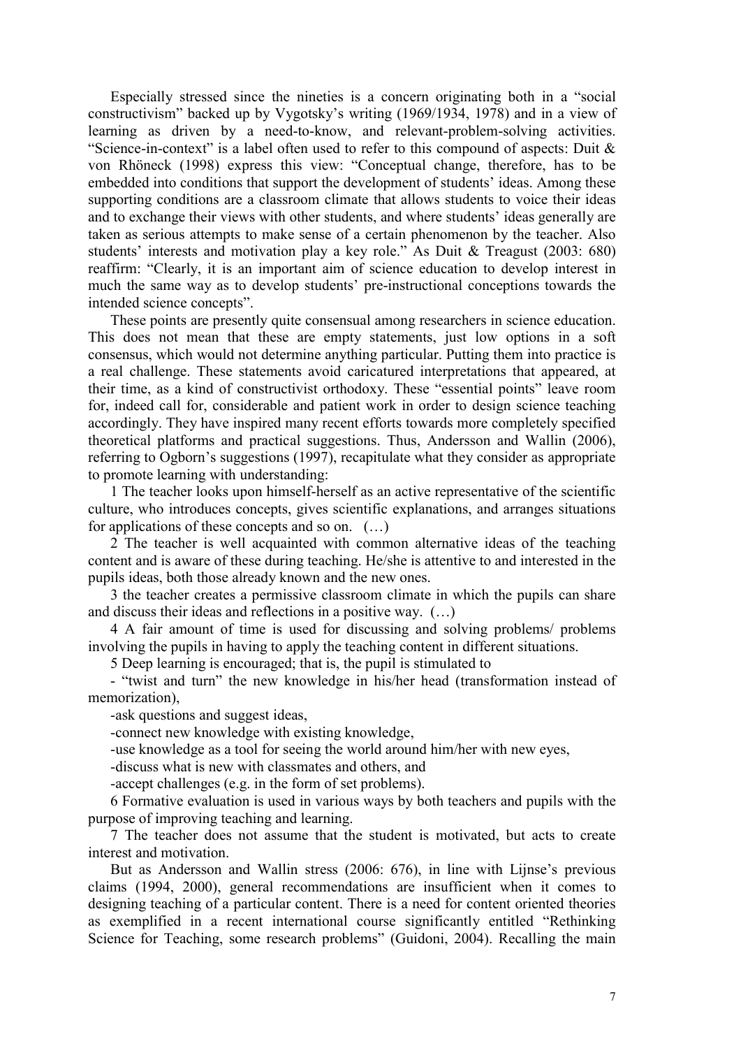Especially stressed since the nineties is a concern originating both in a "social constructivism" backed up by Vygotsky's writing (1969/1934, 1978) and in a view of learning as driven by a need-to-know, and relevant-problem-solving activities. "Science-in-context" is a label often used to refer to this compound of aspects: Duit & von Rhöneck (1998) express this view: "Conceptual change, therefore, has to be embedded into conditions that support the development of students' ideas. Among these supporting conditions are a classroom climate that allows students to voice their ideas and to exchange their views with other students, and where students' ideas generally are taken as serious attempts to make sense of a certain phenomenon by the teacher. Also students' interests and motivation play a key role." As Duit & Treagust (2003: 680) reaffirm: "Clearly, it is an important aim of science education to develop interest in much the same way as to develop students' pre-instructional conceptions towards the intended science concepts".

These points are presently quite consensual among researchers in science education. This does not mean that these are empty statements, just low options in a soft consensus, which would not determine anything particular. Putting them into practice is a real challenge. These statements avoid caricatured interpretations that appeared, at their time, as a kind of constructivist orthodoxy. These "essential points" leave room for, indeed call for, considerable and patient work in order to design science teaching accordingly. They have inspired many recent efforts towards more completely specified theoretical platforms and practical suggestions. Thus, Andersson and Wallin (2006), referring to Ogborn's suggestions (1997), recapitulate what they consider as appropriate to promote learning with understanding:

1 The teacher looks upon himself-herself as an active representative of the scientific culture, who introduces concepts, gives scientific explanations, and arranges situations for applications of these concepts and so on. (…)

2 The teacher is well acquainted with common alternative ideas of the teaching content and is aware of these during teaching. He/she is attentive to and interested in the pupils ideas, both those already known and the new ones.

3 the teacher creates a permissive classroom climate in which the pupils can share and discuss their ideas and reflections in a positive way. (…)

4 A fair amount of time is used for discussing and solving problems/ problems involving the pupils in having to apply the teaching content in different situations.

5 Deep learning is encouraged; that is, the pupil is stimulated to

- "twist and turn" the new knowledge in his/her head (transformation instead of memorization),
- ask questions and suggest ideas,
- connect new knowledge with existing knowledge,
- use knowledge as a tool for seeing the world around him/her with new eyes,
- discuss what is new with classmates and others, and
- accept challenges (e.g. in the form of set problems).

6 Formative evaluation is used in various ways by both teachers and pupils with the purpose of improving teaching and learning.

7 The teacher does not assume that the student is motivated, but acts to create interest and motivation.

But as Andersson and Wallin stress (2006: 676), in line with Lijnse's previous claims (1994, 2000), general recommendations are insufficient when it comes to designing teaching of a particular content. There is a need for content oriented theories as exemplified in a recent international course significantly entitled "Rethinking Science for Teaching, some research problems" (Guidoni, 2004). Recalling the main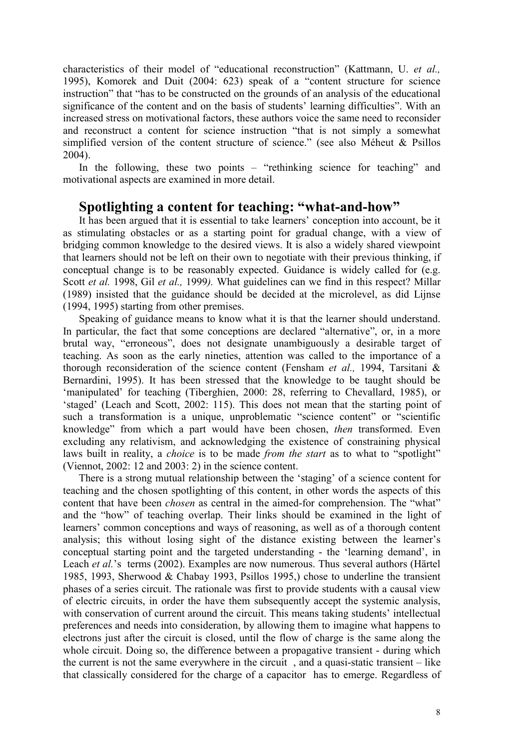characteristics of their model of "educational reconstruction" (Kattmann, U. *et al.,* 1995), Komorek and Duit (2004: 623) speak of a "content structure for science instruction" that "has to be constructed on the grounds of an analysis of the educational significance of the content and on the basis of students' learning difficulties". With an increased stress on motivational factors, these authors voice the same need to reconsider and reconstruct a content for science instruction "that is not simply a somewhat simplified version of the content structure of science." (see also Méheut & Psillos 2004).

In the following, these two points – "rethinking science for teaching" and motivational aspects are examined in more detail.

## Spotlighting a content for teaching: "what-and-how"

It has been argued that it is essential to take learners' conception into account, be it as stimulating obstacles or as a starting point for gradual change, with a view of bridging common knowledge to the desired views. It is also a widely shared viewpoint that learners should not be left on their own to negotiate with their previous thinking, if conceptual change is to be reasonably expected. Guidance is widely called for (e.g. Scott *et al.* 1998, Gil *et al.,* 1999*).* What guidelines can we find in this respect? Millar (1989) insisted that the guidance should be decided at the microlevel, as did Lijnse (1994, 1995) starting from other premises.

Speaking of guidance means to know what it is that the learner should understand. In particular, the fact that some conceptions are declared "alternative", or, in a more brutal way, "erroneous", does not designate unambiguously a desirable target of teaching. As soon as the early nineties, attention was called to the importance of a thorough reconsideration of the science content (Fensham *et al.,* 1994, Tarsitani & Bernardini, 1995). It has been stressed that the knowledge to be taught should be 'manipulated' for teaching (Tiberghien, 2000: 28, referring to Chevallard, 1985), or 'staged' (Leach and Scott, 2002: 115). This does not mean that the starting point of such a transformation is a unique, unproblematic "science content" or "scientific knowledge" from which a part would have been chosen, *then* transformed. Even excluding any relativism, and acknowledging the existence of constraining physical laws built in reality, a *choice* is to be made *from the start* as to what to "spotlight" (Viennot, 2002: 12 and 2003: 2) in the science content.

There is a strong mutual relationship between the 'staging' of a science content for teaching and the chosen spotlighting of this content, in other words the aspects of this content that have been *chosen* as central in the aimed-for comprehension. The "what" and the "how" of teaching overlap. Their links should be examined in the light of learners' common conceptions and ways of reasoning, as well as of a thorough content analysis; this without losing sight of the distance existing between the learner's conceptual starting point and the targeted understanding - the 'learning demand', in Leach *et al.*'s terms (2002). Examples are now numerous. Thus several authors (Härtel 1985, 1993, Sherwood & Chabay 1993, Psillos 1995,) chose to underline the transient phases of a series circuit. The rationale was first to provide students with a causal view of electric circuits, in order the have them subsequently accept the systemic analysis, with conservation of current around the circuit. This means taking students' intellectual preferences and needs into consideration, by allowing them to imagine what happens to electrons just after the circuit is closed, until the flow of charge is the same along the whole circuit. Doing so, the difference between a propagative transient - during which the current is not the same everywhere in the circuit , and a quasi-static transient – like that classically considered for the charge of a capacitor has to emerge. Regardless of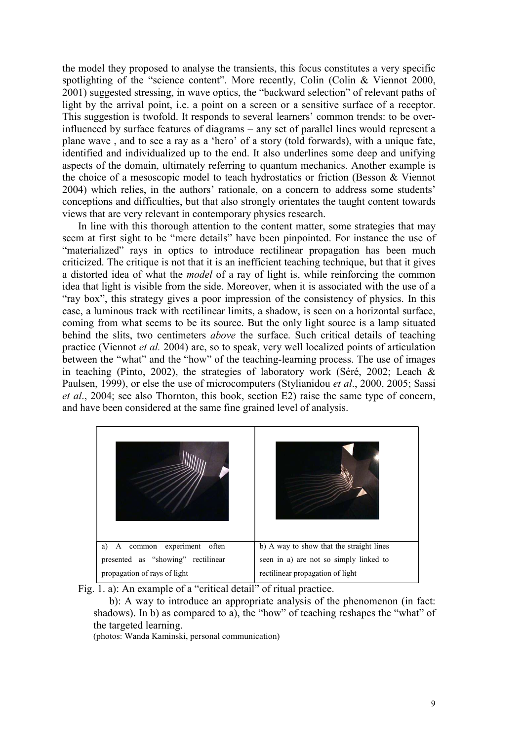the model they proposed to analyse the transients, this focus constitutes a very specific spotlighting of the "science content". More recently, Colin (Colin & Viennot 2000, 2001) suggested stressing, in wave optics, the "backward selection" of relevant paths of light by the arrival point, i.e. a point on a screen or a sensitive surface of a receptor. This suggestion is twofold. It responds to several learners' common trends: to be over-influenced by surface features of diagrams – any set of parallel lines would represent a plane wave , and to see a ray as a 'hero' of a story (told forwards), with a unique fate, identified and individualized up to the end. It also underlines some deep and unifying aspects of the domain, ultimately referring to quantum mechanics. Another example is the choice of a mesoscopic model to teach hydrostatics or friction (Besson & Viennot 2004) which relies, in the authors' rationale, on a concern to address some students' conceptions and difficulties, but that also strongly orientates the taught content towards views that are very relevant in contemporary physics research.

In line with this thorough attention to the content matter, some strategies that may seem at first sight to be "mere details" have been pinpointed. For instance the use of "materialized" rays in optics to introduce rectilinear propagation has been much criticized. The critique is not that it is an inefficient teaching technique, but that it gives a distorted idea of what the *model* of a ray of light is, while reinforcing the common idea that light is visible from the side. Moreover, when it is associated with the use of a "ray box", this strategy gives a poor impression of the consistency of physics. In this case, a luminous track with rectilinear limits, a shadow, is seen on a horizontal surface, coming from what seems to be its source. But the only light source is a lamp situated behind the slits, two centimeters *above* the surface. Such critical details of teaching practice (Viennot *et al.* 2004) are, so to speak, very well localized points of articulation between the "what" and the "how" of the teaching-learning process. The use of images in teaching (Pinto, 2002), the strategies of laboratory work (Séré, 2002; Leach & Paulsen, 1999), or else the use of microcomputers (Stylianidou *et al*., 2000, 2005; Sassi *et al*., 2004; see also Thornton, this book, section E2) raise the same type of concern, and have been considered at the same fine grained level of analysis.

| a) A common experiment often presented as "showing" rectilinear propagation of rays of light | b) A way to show that the straight lines seen in a) are not so simply linked to rectilinear propagation of light |
|---|---|

Fig. 1. a): An example of a "critical detail" of ritual practice.

b): A way to introduce an appropriate analysis of the phenomenon (in fact: shadows). In b) as compared to a), the "how" of teaching reshapes the "what" of the targeted learning.

(photos: Wanda Kaminski, personal communication)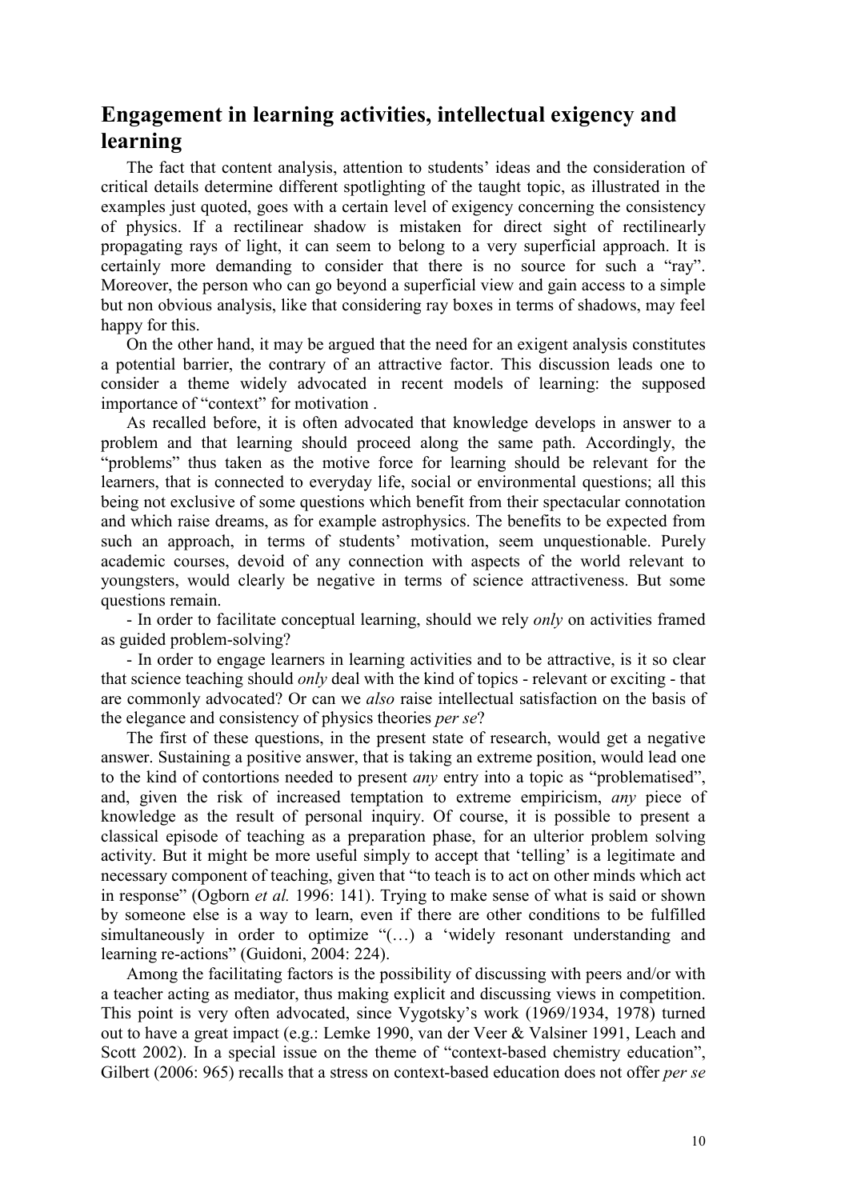## Engagement in learning activities, intellectual exigency and learning

The fact that content analysis, attention to students' ideas and the consideration of critical details determine different spotlighting of the taught topic, as illustrated in the examples just quoted, goes with a certain level of exigency concerning the consistency of physics. If a rectilinear shadow is mistaken for direct sight of rectilinearly propagating rays of light, it can seem to belong to a very superficial approach. It is certainly more demanding to consider that there is no source for such a "ray". Moreover, the person who can go beyond a superficial view and gain access to a simple but non obvious analysis, like that considering ray boxes in terms of shadows, may feel happy for this.

On the other hand, it may be argued that the need for an exigent analysis constitutes a potential barrier, the contrary of an attractive factor. This discussion leads one to consider a theme widely advocated in recent models of learning: the supposed importance of "context" for motivation .

As recalled before, it is often advocated that knowledge develops in answer to a problem and that learning should proceed along the same path. Accordingly, the "problems" thus taken as the motive force for learning should be relevant for the learners, that is connected to everyday life, social or environmental questions; all this being not exclusive of some questions which benefit from their spectacular connotation and which raise dreams, as for example astrophysics. The benefits to be expected from such an approach, in terms of students' motivation, seem unquestionable. Purely academic courses, devoid of any connection with aspects of the world relevant to youngsters, would clearly be negative in terms of science attractiveness. But some questions remain.

- In order to facilitate conceptual learning, should we rely *only* on activities framed as guided problem-solving?

- In order to engage learners in learning activities and to be attractive, is it so clear that science teaching should *only* deal with the kind of topics - relevant or exciting - that are commonly advocated? Or can we *also* raise intellectual satisfaction on the basis of the elegance and consistency of physics theories *per se*?

The first of these questions, in the present state of research, would get a negative answer. Sustaining a positive answer, that is taking an extreme position, would lead one to the kind of contortions needed to present *any* entry into a topic as "problematised", and, given the risk of increased temptation to extreme empiricism, *any* piece of knowledge as the result of personal inquiry. Of course, it is possible to present a classical episode of teaching as a preparation phase, for an ulterior problem solving activity. But it might be more useful simply to accept that 'telling' is a legitimate and necessary component of teaching, given that "to teach is to act on other minds which act in response" (Ogborn *et al.* 1996: 141). Trying to make sense of what is said or shown by someone else is a way to learn, even if there are other conditions to be fulfilled simultaneously in order to optimize "(…) a 'widely resonant understanding and learning re-actions" (Guidoni, 2004: 224).

Among the facilitating factors is the possibility of discussing with peers and/or with a teacher acting as mediator, thus making explicit and discussing views in competition. This point is very often advocated, since Vygotsky's work (1969/1934, 1978) turned out to have a great impact (e.g.: Lemke 1990, van der Veer & Valsiner 1991, Leach and Scott 2002). In a special issue on the theme of "context-based chemistry education", Gilbert (2006: 965) recalls that a stress on context-based education does not offer *per se*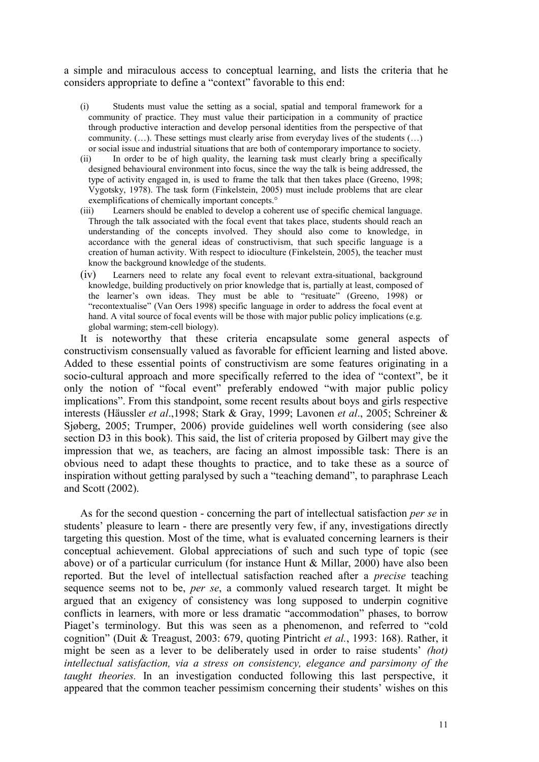a simple and miraculous access to conceptual learning, and lists the criteria that he considers appropriate to define a "context" favorable to this end:

(i) Students must value the setting as a social, spatial and temporal framework for a community of practice. They must value their participation in a community of practice through productive interaction and develop personal identities from the perspective of that community. (…). These settings must clearly arise from everyday lives of the students (…) or social issue and industrial situations that are both of contemporary importance to society.

(ii) In order to be of high quality, the learning task must clearly bring a specifically designed behavioural environment into focus, since the way the talk is being addressed, the type of activity engaged in, is used to frame the talk that then takes place (Greeno, 1998; Vygotsky, 1978). The task form (Finkelstein, 2005) must include problems that are clear exemplifications of chemically important concepts.°

(iii) Learners should be enabled to develop a coherent use of specific chemical language. Through the talk associated with the focal event that takes place, students should reach an understanding of the concepts involved. They should also come to knowledge, in accordance with the general ideas of constructivism, that such specific language is a creation of human activity. With respect to idioculture (Finkelstein, 2005), the teacher must know the background knowledge of the students.

(iv) Learners need to relate any focal event to relevant extra-situational, background knowledge, building productively on prior knowledge that is, partially at least, composed of the learner's own ideas. They must be able to "resituate" (Greeno, 1998) or "recontextualise" (Van Oers 1998) specific language in order to address the focal event at hand. A vital source of focal events will be those with major public policy implications (e.g. global warming; stem-cell biology).

It is noteworthy that these criteria encapsulate some general aspects of constructivism consensually valued as favorable for efficient learning and listed above. Added to these essential points of constructivism are some features originating in a socio-cultural approach and more specifically referred to the idea of "context", be it only the notion of "focal event" preferably endowed "with major public policy implications". From this standpoint, some recent results about boys and girls respective interests (Häussler *et al*.,1998; Stark & Gray, 1999; Lavonen *et al*., 2005; Schreiner & Sjøberg, 2005; Trumper, 2006) provide guidelines well worth considering (see also section D3 in this book). This said, the list of criteria proposed by Gilbert may give the impression that we, as teachers, are facing an almost impossible task: There is an obvious need to adapt these thoughts to practice, and to take these as a source of inspiration without getting paralysed by such a "teaching demand", to paraphrase Leach and Scott (2002).

As for the second question - concerning the part of intellectual satisfaction *per se* in students' pleasure to learn - there are presently very few, if any, investigations directly targeting this question. Most of the time, what is evaluated concerning learners is their conceptual achievement. Global appreciations of such and such type of topic (see above) or of a particular curriculum (for instance Hunt & Millar, 2000) have also been reported. But the level of intellectual satisfaction reached after a *precise* teaching sequence seems not to be, *per se*, a commonly valued research target. It might be argued that an exigency of consistency was long supposed to underpin cognitive conflicts in learners, with more or less dramatic "accommodation" phases, to borrow Piaget's terminology. But this was seen as a phenomenon, and referred to "cold cognition" (Duit & Treagust, 2003: 679, quoting Pintricht *et al.*, 1993: 168). Rather, it might be seen as a lever to be deliberately used in order to raise students' *(hot) intellectual satisfaction, via a stress on consistency, elegance and parsimony of the taught theories.* In an investigation conducted following this last perspective, it appeared that the common teacher pessimism concerning their students' wishes on this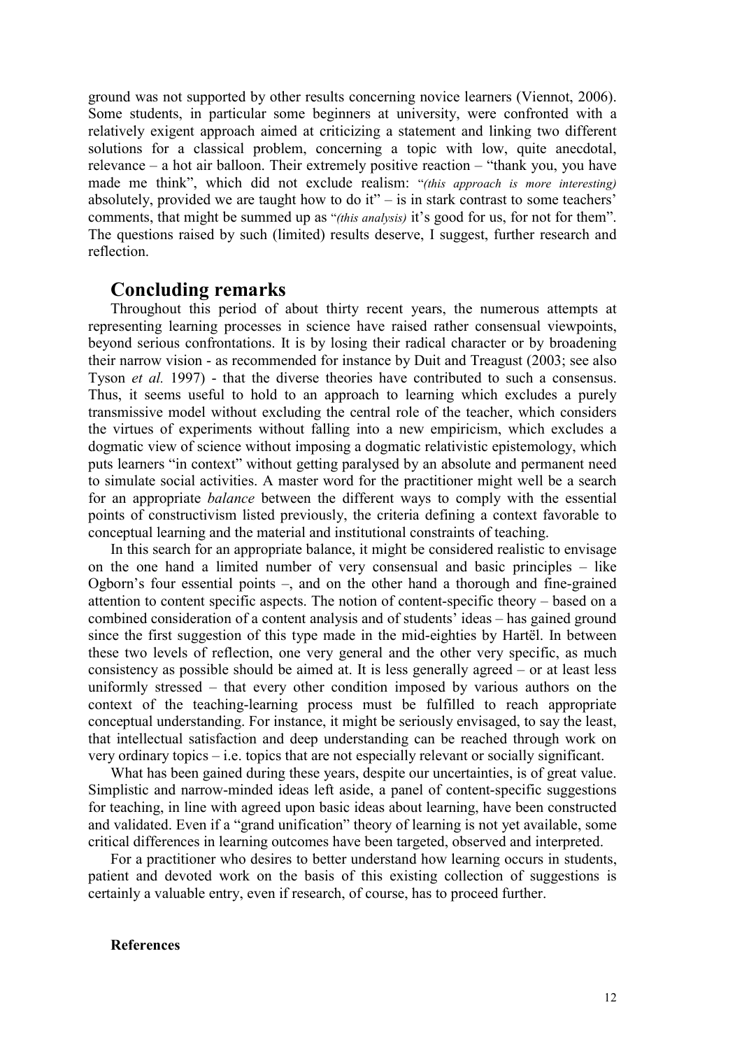ground was not supported by other results concerning novice learners (Viennot, 2006). Some students, in particular some beginners at university, were confronted with a relatively exigent approach aimed at criticizing a statement and linking two different solutions for a classical problem, concerning a topic with low, quite anecdotal, relevance – a hot air balloon. Their extremely positive reaction – "thank you, you have made me think", which did not exclude realism: "*(this approach is more interesting)* absolutely, provided we are taught how to do it" – is in stark contrast to some teachers' comments, that might be summed up as "*(this analysis)* it's good for us, for not for them". The questions raised by such (limited) results deserve, I suggest, further research and reflection.

## Concluding remarks

Throughout this period of about thirty recent years, the numerous attempts at representing learning processes in science have raised rather consensual viewpoints, beyond serious confrontations. It is by losing their radical character or by broadening their narrow vision - as recommended for instance by Duit and Treagust (2003; see also Tyson *et al.* 1997) - that the diverse theories have contributed to such a consensus. Thus, it seems useful to hold to an approach to learning which excludes a purely transmissive model without excluding the central role of the teacher, which considers the virtues of experiments without falling into a new empiricism, which excludes a dogmatic view of science without imposing a dogmatic relativistic epistemology, which puts learners "in context" without getting paralysed by an absolute and permanent need to simulate social activities. A master word for the practitioner might well be a search for an appropriate *balance* between the different ways to comply with the essential points of constructivism listed previously, the criteria defining a context favorable to conceptual learning and the material and institutional constraints of teaching.

In this search for an appropriate balance, it might be considered realistic to envisage on the one hand a limited number of very consensual and basic principles – like Ogborn's four essential points –, and on the other hand a thorough and fine-grained attention to content specific aspects. The notion of content-specific theory – based on a combined consideration of a content analysis and of students' ideas – has gained ground since the first suggestion of this type made in the mid-eighties by Hartël. In between these two levels of reflection, one very general and the other very specific, as much consistency as possible should be aimed at. It is less generally agreed – or at least less uniformly stressed – that every other condition imposed by various authors on the context of the teaching-learning process must be fulfilled to reach appropriate conceptual understanding. For instance, it might be seriously envisaged, to say the least, that intellectual satisfaction and deep understanding can be reached through work on very ordinary topics – i.e. topics that are not especially relevant or socially significant.

What has been gained during these years, despite our uncertainties, is of great value. Simplistic and narrow-minded ideas left aside, a panel of content-specific suggestions for teaching, in line with agreed upon basic ideas about learning, have been constructed and validated. Even if a "grand unification" theory of learning is not yet available, some critical differences in learning outcomes have been targeted, observed and interpreted.

For a practitioner who desires to better understand how learning occurs in students, patient and devoted work on the basis of this existing collection of suggestions is certainly a valuable entry, even if research, of course, has to proceed further.

**References**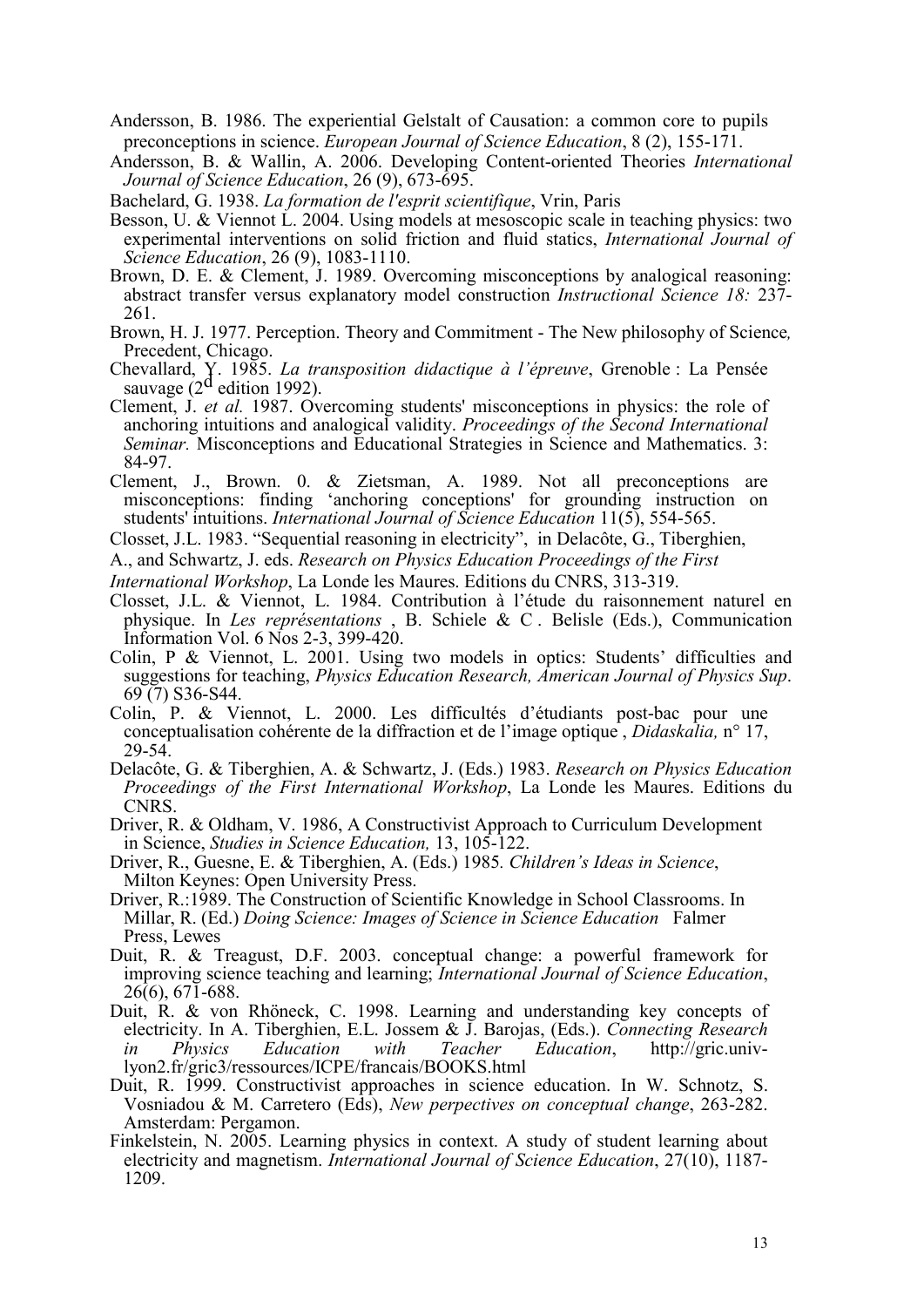Andersson, B. 1986. The experiential Gelstalt of Causation: a common core to pupils preconceptions in science. *European Journal of Science Education*, 8 (2), 155-171.

Andersson, B. & Wallin, A. 2006. Developing Content-oriented Theories *International Journal of Science Education*, 26 (9), 673-695.

Bachelard, G. 1938. *La formation de l'esprit scientifique*, Vrin, Paris

Besson, U. & Viennot L. 2004. Using models at mesoscopic scale in teaching physics: two experimental interventions on solid friction and fluid statics, *International Journal of Science Education*, 26 (9), 1083-1110.

Brown, D. E. & Clement, J. 1989. Overcoming misconceptions by analogical reasoning: abstract transfer versus explanatory model construction *Instructional Science 18:* 237-261.

Brown, H. J. 1977. Perception. Theory and Commitment - The New philosophy of Science*,* Precedent, Chicago.

Chevallard, Y. 1985. *La transposition didactique à l'épreuve*, Grenoble : La Pensée sauvage (2d edition 1992).

Clement, J. *et al.* 1987. Overcoming students' misconceptions in physics: the role of anchoring intuitions and analogical validity. *Proceedings of the Second International Seminar.* Misconceptions and Educational Strategies in Science and Mathematics. 3: 84-97.

Clement, J., Brown. 0. & Zietsman, A. 1989. Not all preconceptions are misconceptions: finding 'anchoring conceptions' for grounding instruction on students' intuitions. *International Journal of Science Education* 11(5), 554-565.

Closset, J.L. 1983. "Sequential reasoning in electricity", in Delacôte, G., Tiberghien, A., and Schwartz, J. eds. *Research on Physics Education Proceedings of the First International Workshop*, La Londe les Maures. Editions du CNRS, 313-319.

Closset, J.L. & Viennot, L. 1984. Contribution à l'étude du raisonnement naturel en physique. In *Les représentations* , B. Schiele & C . Belisle (Eds.), Communication Information Vol. 6 Nos 2-3, 399-420.

Colin, P & Viennot, L. 2001. Using two models in optics: Students' difficulties and suggestions for teaching, *Physics Education Research, American Journal of Physics Sup*. 69 (7) S36-S44.

Colin, P. & Viennot, L. 2000. Les difficultés d'étudiants post-bac pour une conceptualisation cohérente de la diffraction et de l'image optique , *Didaskalia,* n° 17, 29-54.

Delacôte, G. & Tiberghien, A. & Schwartz, J. (Eds.) 1983. *Research on Physics Education Proceedings of the First International Workshop*, La Londe les Maures. Editions du CNRS.

Driver, R. & Oldham, V. 1986, A Constructivist Approach to Curriculum Development in Science, *Studies in Science Education,* 13, 105-122.

Driver, R., Guesne, E. & Tiberghien, A. (Eds.) 1985*. Children's Ideas in Science*, Milton Keynes: Open University Press.

Driver, R.:1989. The Construction of Scientific Knowledge in School Classrooms. In Millar, R. (Ed.) *Doing Science: Images of Science in Science Education* Falmer Press, Lewes

Duit, R. & Treagust, D.F. 2003. conceptual change: a powerful framework for improving science teaching and learning; *International Journal of Science Education*, 26(6), 671-688.

Duit, R. & von Rhöneck, C. 1998. Learning and understanding key concepts of electricity. In A. Tiberghien, E.L. Jossem & J. Barojas, (Eds.). *Connecting Research in Physics Education with Teacher Education*, http://gric.univ-lyon2.fr/gric3/ressources/ICPE/francais/BOOKS.html

Duit, R. 1999. Constructivist approaches in science education. In W. Schnotz, S. Vosniadou & M. Carretero (Eds), *New perpectives on conceptual change*, 263-282. Amsterdam: Pergamon.

Finkelstein, N. 2005. Learning physics in context. A study of student learning about electricity and magnetism. *International Journal of Science Education*, 27(10), 1187-1209.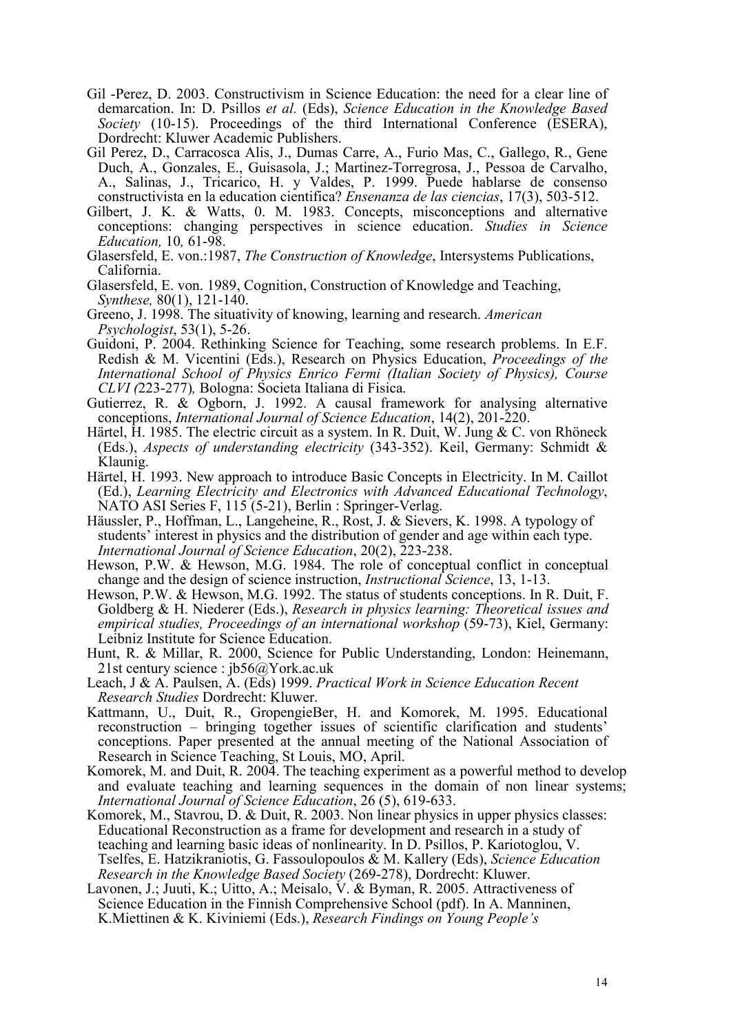Gil -Perez, D. 2003. Constructivism in Science Education: the need for a clear line of demarcation. In: D. Psillos *et al.* (Eds), *Science Education in the Knowledge Based Society* (10-15). Proceedings of the third International Conference (ESERA), Dordrecht: Kluwer Academic Publishers.

Gil Perez, D., Carracosca Alis, J., Dumas Carre, A., Furio Mas, C., Gallego, R., Gene Duch, A., Gonzales, E., Guisasola, J.; Martinez-Torregrosa, J., Pessoa de Carvalho, A., Salinas, J., Tricarico, H. y Valdes, P. 1999. Puede hablarse de consenso constructivista en la education cientifica? *Ensenanza de las ciencias*, 17(3), 503-512.

Gilbert, J. K. & Watts, 0. M. 1983. Concepts, misconceptions and alternative conceptions: changing perspectives in science education. *Studies in Science Education,* 10*,* 61-98.

Glasersfeld, E. von.:1987, *The Construction of Knowledge*, Intersystems Publications, California.

Glasersfeld, E. von. 1989, Cognition, Construction of Knowledge and Teaching, *Synthese,* 80(1), 121-140.

Greeno, J. 1998. The situativity of knowing, learning and research. *American Psychologist*, 53(1), 5-26.

Guidoni, P. 2004. Rethinking Science for Teaching, some research problems. In E.F. Redish & M. Vicentini (Eds.), Research on Physics Education, *Proceedings of the International School of Physics Enrico Fermi (Italian Society of Physics), Course CLVI (*223-277)*,* Bologna: Societa Italiana di Fisica.

Gutierrez, R. & Ogborn, J. 1992. A causal framework for analysing alternative conceptions, *International Journal of Science Education*, 14(2), 201-220.

Härtel, H. 1985. The electric circuit as a system. In R. Duit, W. Jung & C. von Rhöneck (Eds.), *Aspects of understanding electricity* (343-352). Keil, Germany: Schmidt & Klaunig.

Härtel, H. 1993. New approach to introduce Basic Concepts in Electricity. In M. Caillot (Ed.), *Learning Electricity and Electronics with Advanced Educational Technology*, NATO ASI Series F, 115 (5-21), Berlin : Springer-Verlag.

Häussler, P., Hoffman, L., Langeheine, R., Rost, J. & Sievers, K. 1998. A typology of students' interest in physics and the distribution of gender and age within each type. *International Journal of Science Education*, 20(2), 223-238.

Hewson, P.W. & Hewson, M.G. 1984. The role of conceptual conflict in conceptual change and the design of science instruction, *Instructional Science*, 13, 1-13.

Hewson, P.W. & Hewson, M.G. 1992. The status of students conceptions. In R. Duit, F. Goldberg & H. Niederer (Eds.), *Research in physics learning: Theoretical issues and empirical studies, Proceedings of an international workshop* (59-73), Kiel, Germany: Leibniz Institute for Science Education.

Hunt, R. & Millar, R. 2000, Science for Public Understanding, London: Heinemann, 21st century science : jb56@York.ac.uk

Leach, J & A. Paulsen, A. (Eds) 1999. *Practical Work in Science Education Recent Research Studies* Dordrecht: Kluwer.

Kattmann, U., Duit, R., GropengieBer, H. and Komorek, M. 1995. Educational reconstruction – bringing together issues of scientific clarification and students' conceptions. Paper presented at the annual meeting of the National Association of Research in Science Teaching, St Louis, MO, April.

Komorek, M. and Duit, R. 2004. The teaching experiment as a powerful method to develop and evaluate teaching and learning sequences in the domain of non linear systems; *International Journal of Science Education*, 26 (5), 619-633.

Komorek, M., Stavrou, D. & Duit, R. 2003. Non linear physics in upper physics classes: Educational Reconstruction as a frame for development and research in a study of teaching and learning basic ideas of nonlinearity. In D. Psillos, P. Kariotoglou, V. Tselfes, E. Hatzikraniotis, G. Fassoulopoulos & M. Kallery (Eds), *Science Education Research in the Knowledge Based Society* (269-278), Dordrecht: Kluwer.

Lavonen, J.; Juuti, K.; Uitto, A.; Meisalo, V. & Byman, R. 2005. Attractiveness of Science Education in the Finnish Comprehensive School (pdf). In A. Manninen, K.Miettinen & K. Kiviniemi (Eds.), *Research Findings on Young People's*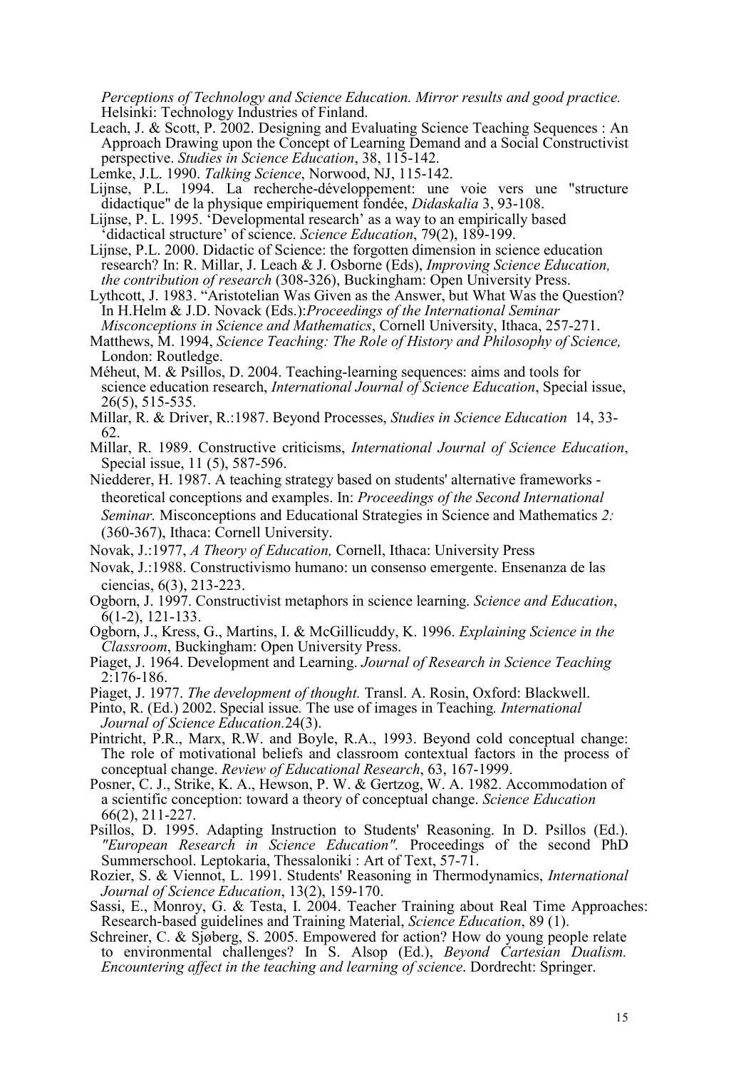*Perceptions of Technology and Science Education. Mirror results and good practice.* Helsinki: Technology Industries of Finland.

Leach, J. & Scott, P. 2002. Designing and Evaluating Science Teaching Sequences : An Approach Drawing upon the Concept of Learning Demand and a Social Constructivist perspective. *Studies in Science Education*, 38, 115-142.

Lemke, J.L. 1990. *Talking Science*, Norwood, NJ, 115-142.

Lijnse, P.L. 1994. La recherche-développement: une voie vers une "structure didactique" de la physique empiriquement fondée, *Didaskalia* 3, 93-108.

Lijnse, P. L. 1995. 'Developmental research' as a way to an empirically based 'didactical structure' of science. *Science Education*, 79(2), 189-199.

Lijnse, P.L. 2000. Didactic of Science: the forgotten dimension in science education research? In: R. Millar, J. Leach & J. Osborne (Eds), *Improving Science Education, the contribution of research* (308-326), Buckingham: Open University Press.

Lythcott, J. 1983. "Aristotelian Was Given as the Answer, but What Was the Question? In H.Helm & J.D. Novack (Eds.):*Proceedings of the International Seminar Misconceptions in Science and Mathematics*, Cornell University, Ithaca, 257-271.

Matthews, M. 1994, *Science Teaching: The Role of History and Philosophy of Science,* London: Routledge.

Méheut, M. & Psillos, D. 2004. Teaching-learning sequences: aims and tools for science education research, *International Journal of Science Education*, Special issue, 26(5), 515-535.

Millar, R. & Driver, R.:1987. Beyond Processes, *Studies in Science Education* 14, 33-62.

Millar, R. 1989. Constructive criticisms, *International Journal of Science Education*, Special issue, 11 (5), 587-596.

Niedderer, H. 1987. A teaching strategy based on students' alternative frameworks - theoretical conceptions and examples. In: *Proceedings of the Second International Seminar.* Misconceptions and Educational Strategies in Science and Mathematics *2:* (360-367), Ithaca: Cornell University.

Novak, J.:1977, *A Theory of Education,* Cornell, Ithaca: University Press

Novak, J.:1988. Constructivismo humano: un consenso emergente. Ensenanza de las ciencias, 6(3), 213-223.

Ogborn, J. 1997. Constructivist metaphors in science learning. *Science and Education*, 6(1-2), 121-133.

Ogborn, J., Kress, G., Martins, I. & McGillicuddy, K. 1996. *Explaining Science in the Classroom*, Buckingham: Open University Press.

Piaget, J. 1964. Development and Learning. *Journal of Research in Science Teaching* 2:176-186.

Piaget, J. 1977. *The development of thought.* Transl. A. Rosin, Oxford: Blackwell.

Pinto, R. (Ed.) 2002. Special issue*.* The use of images in Teaching*. International Journal of Science Education.*24(3).

Pintricht, P.R., Marx, R.W. and Boyle, R.A., 1993. Beyond cold conceptual change: The role of motivational beliefs and classroom contextual factors in the process of conceptual change. *Review of Educational Research*, 63, 167-1999.

Posner, C. J., Strike, K. A., Hewson, P. W. & Gertzog, W. A. 1982. Accommodation of a scientific conception: toward a theory of conceptual change. *Science Education* 66(2), 211-227.

Psillos, D. 1995. Adapting Instruction to Students' Reasoning. In D. Psillos (Ed.). *"European Research in Science Education".* Proceedings of the second PhD Summerschool. Leptokaria, Thessaloniki : Art of Text, 57-71.

Rozier, S. & Viennot, L. 1991. Students' Reasoning in Thermodynamics, *International Journal of Science Education*, 13(2), 159-170.

Sassi, E., Monroy, G. & Testa, I. 2004. Teacher Training about Real Time Approaches: Research-based guidelines and Training Material, *Science Education*, 89 (1).

Schreiner, C. & Sjøberg, S. 2005. Empowered for action? How do young people relate to environmental challenges? In S. Alsop (Ed.), *Beyond Cartesian Dualism. Encountering affect in the teaching and learning of science*. Dordrecht: Springer.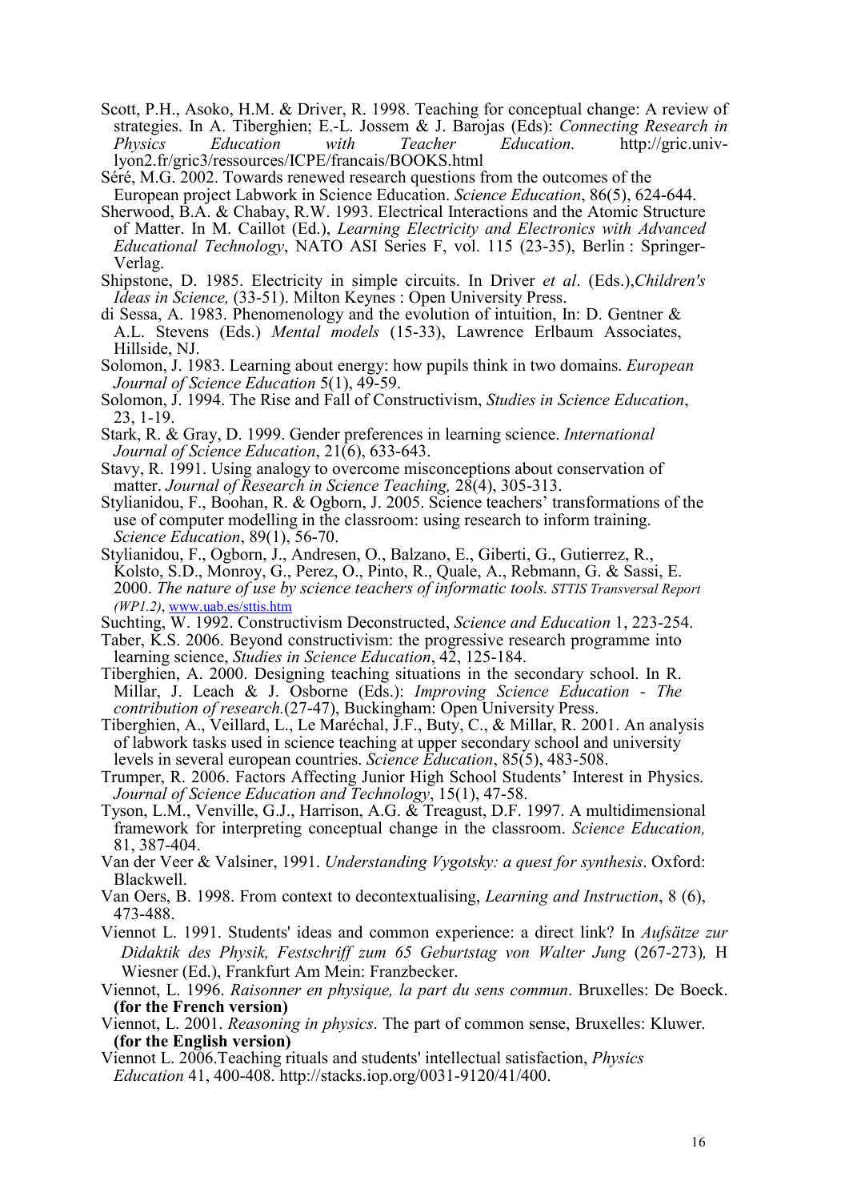Scott, P.H., Asoko, H.M. & Driver, R. 1998. Teaching for conceptual change: A review of strategies. In A. Tiberghien; E.-L. Jossem & J. Barojas (Eds): *Connecting Research in Physics Education with Teacher Education.* http://gric.univ-lyon2.fr/gric3/ressources/ICPE/francais/BOOKS.html

Séré, M.G. 2002. Towards renewed research questions from the outcomes of the European project Labwork in Science Education. *Science Education*, 86(5), 624-644.

Sherwood, B.A. & Chabay, R.W. 1993. Electrical Interactions and the Atomic Structure of Matter. In M. Caillot (Ed.), *Learning Electricity and Electronics with Advanced Educational Technology*, NATO ASI Series F, vol. 115 (23-35), Berlin : Springer-Verlag.

Shipstone, D. 1985. Electricity in simple circuits. In Driver *et al*. (Eds.),*Children's Ideas in Science,* (33-51). Milton Keynes : Open University Press.

di Sessa, A. 1983. Phenomenology and the evolution of intuition, In: D. Gentner & A.L. Stevens (Eds.) *Mental models* (15-33), Lawrence Erlbaum Associates, Hillside, NJ.

Solomon, J. 1983. Learning about energy: how pupils think in two domains. *European Journal of Science Education* 5(1), 49-59.

Solomon, J. 1994. The Rise and Fall of Constructivism, *Studies in Science Education*, 23, 1-19.

Stark, R. & Gray, D. 1999. Gender preferences in learning science. *International Journal of Science Education*, 21(6), 633-643.

Stavy, R. 1991. Using analogy to overcome misconceptions about conservation of matter. *Journal of Research in Science Teaching,* 28(4), 305-313.

Stylianidou, F., Boohan, R. & Ogborn, J. 2005. Science teachers' transformations of the use of computer modelling in the classroom: using research to inform training. *Science Education*, 89(1), 56-70.

Stylianidou, F., Ogborn, J., Andresen, O., Balzano, E., Giberti, G., Gutierrez, R., Kolsto, S.D., Monroy, G., Perez, O., Pinto, R., Quale, A., Rebmann, G. & Sassi, E. 2000. *The nature of use by science teachers of informatic tools. STTIS Transversal Report (WP1.2)*, www.uab.es/sttis.htm

Suchting, W. 1992. Constructivism Deconstructed, *Science and Education* 1, 223-254.

Taber, K.S. 2006. Beyond constructivism: the progressive research programme into learning science, *Studies in Science Education*, 42, 125-184.

Tiberghien, A. 2000. Designing teaching situations in the secondary school. In R. Millar, J. Leach & J. Osborne (Eds.): *Improving Science Education - The contribution of research.*(27-47), Buckingham: Open University Press.

Tiberghien, A., Veillard, L., Le Maréchal, J.F., Buty, C., & Millar, R. 2001. An analysis of labwork tasks used in science teaching at upper secondary school and university levels in several european countries. *Science Education*, 85(5), 483-508.

Trumper, R. 2006. Factors Affecting Junior High School Students' Interest in Physics. *Journal of Science Education and Technology*, 15(1), 47-58.

Tyson, L.M., Venville, G.J., Harrison, A.G. & Treagust, D.F. 1997. A multidimensional framework for interpreting conceptual change in the classroom. *Science Education,* 81, 387-404.

Van der Veer & Valsiner, 1991. *Understanding Vygotsky: a quest for synthesis*. Oxford: Blackwell.

Van Oers, B. 1998. From context to decontextualising, *Learning and Instruction*, 8 (6), 473-488.

Viennot L. 1991. Students' ideas and common experience: a direct link? In *Aufsätze zur Didaktik des Physik, Festschrifff zum 65 Geburtstag von Walter Jung* (267-273)*,* H Wiesner (Ed.), Frankfurt Am Mein: Franzbecker.

Viennot, L. 1996. *Raisonner en physique, la part du sens commun*. Bruxelles: De Boeck. **(for the French version)**

Viennot, L. 2001. *Reasoning in physics*. The part of common sense, Bruxelles: Kluwer. **(for the English version)**

Viennot L. 2006.Teaching rituals and students' intellectual satisfaction, *Physics Education* 41, 400-408. http://stacks.iop.org/0031-9120/41/400.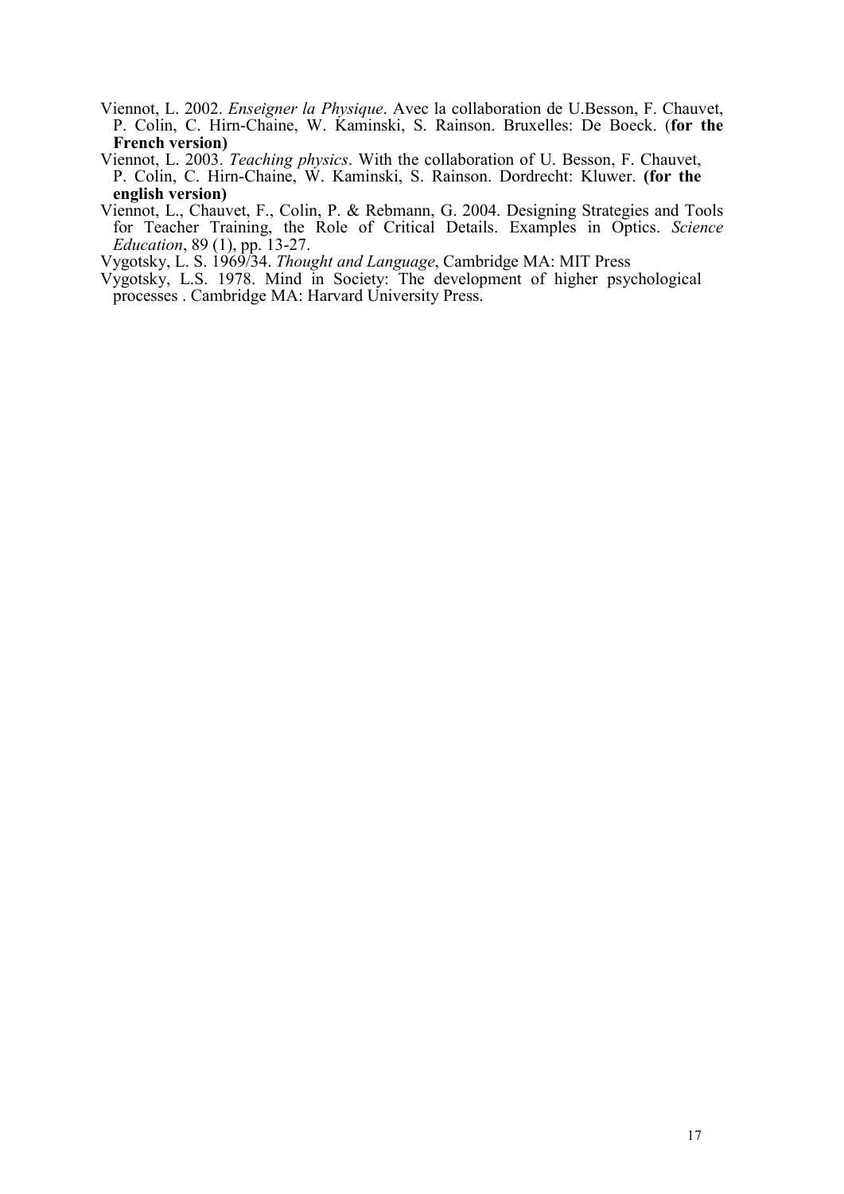Viennot, L. 2002. *Enseigner la Physique*. Avec la collaboration de U.Besson, F. Chauvet, P. Colin, C. Hirn-Chaine, W. Kaminski, S. Rainson. Bruxelles: De Boeck. (**for the French version)**

Viennot, L. 2003. *Teaching physics*. With the collaboration of U. Besson, F. Chauvet, P. Colin, C. Hirn-Chaine, W. Kaminski, S. Rainson. Dordrecht: Kluwer. **(for the english version)**

Viennot, L., Chauvet, F., Colin, P. & Rebmann, G. 2004. Designing Strategies and Tools for Teacher Training, the Role of Critical Details. Examples in Optics. *Science Education*, 89 (1), pp. 13-27.

Vygotsky, L. S. 1969/34. *Thought and Language*, Cambridge MA: MIT Press

Vygotsky, L.S. 1978. Mind in Society: The development of higher psychological processes . Cambridge MA: Harvard University Press.